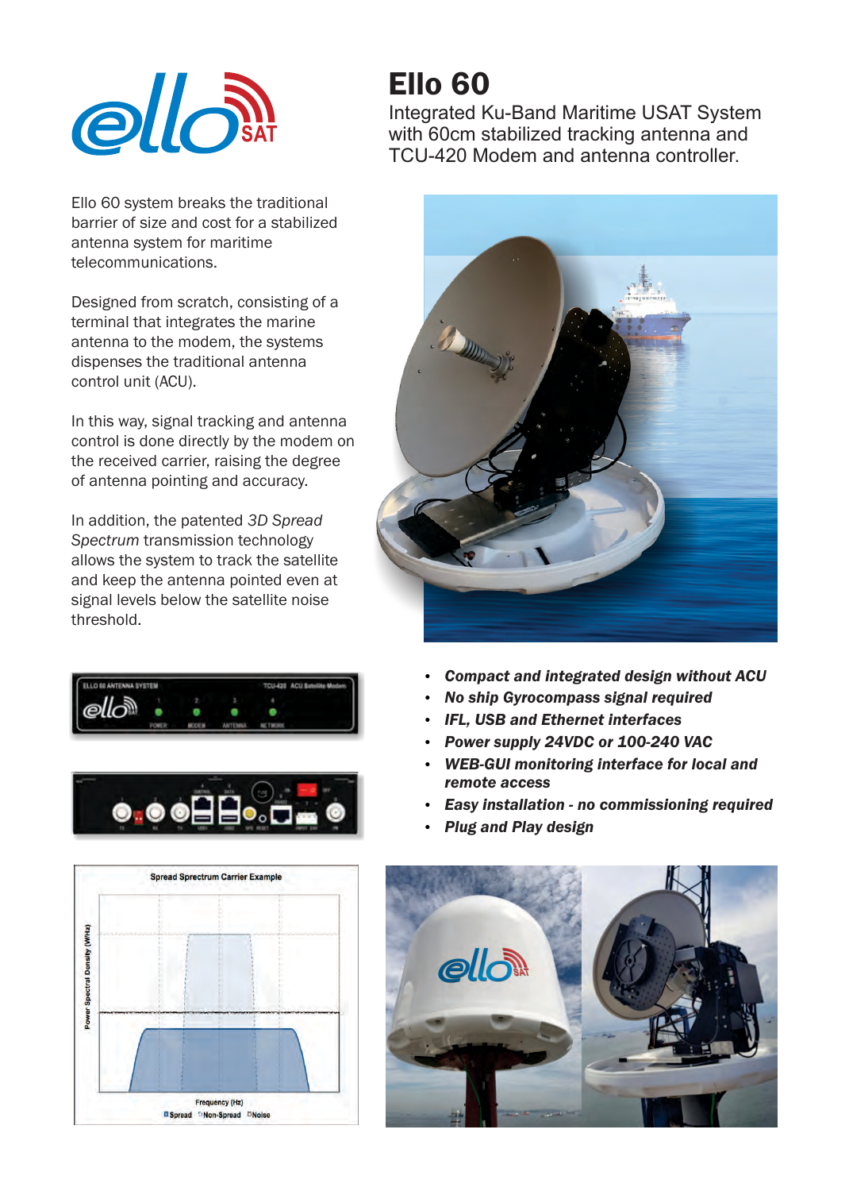# Ello 60

Integrated Ku-Band Maritime USAT System with 60cm stabilized tracking antenna and TCU-420 Modem and antenna controller.

Ello 60 system breaks the traditional barrier of size and cost for a stabilized antenna system for maritime telecommunications.

Designed from scratch, consisting of a terminal that integrates the marine antenna to the modem, the systems dispenses the traditional antenna control unit (ACU).

In this way, signal tracking and antenna control is done directly by the modem on the received carrier, raising the degree of antenna pointing and accuracy.

In addition, the patented *3D Spread Spectrum* transmission technology allows the system to track the satellite and keep the antenna pointed even at signal levels below the satellite noise threshold.

- ***Compact and integrated design without ACU***
- ***No ship Gyrocompass signal required***
- ***IFL, USB and Ethernet interfaces***
- ***Power supply 24VDC or 100-240 VAC***
- ***WEB-GUI monitoring interface for local and remote access***
- ***Easy installation - no commissioning required***
- ***Plug and Play design***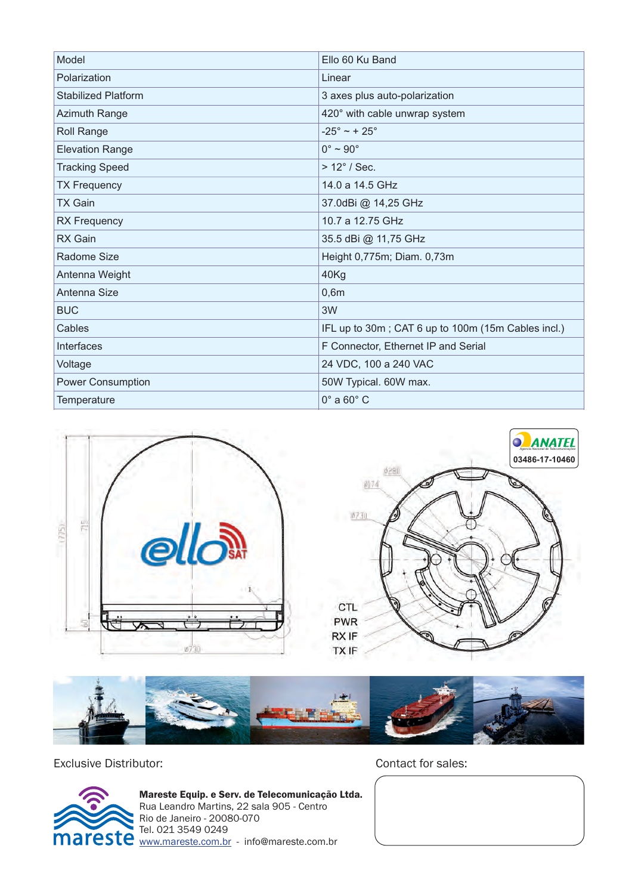| | |
|---|---|
| Model | Ello 60 Ku Band |
| Polarization | Linear |
| Stabilized Platform | 3 axes plus auto-polarization |
| Azimuth Range | 420° with cable unwrap system |
| Roll Range | -25° ~ + 25° |
| Elevation Range | 0° ~ 90° |
| Tracking Speed | > 12° / Sec. |
| TX Frequency | 14.0 a 14.5 GHz |
| TX Gain | 37.0dBi @ 14,25 GHz |
| RX Frequency | 10.7 a 12.75 GHz |
| RX Gain | 35.5 dBi @ 11,75 GHz |
| Radome Size | Height 0,775m; Diam. 0,73m |
| Antenna Weight | 40Kg |
| Antenna Size | 0,6m |
| BUC | 3W |
| Cables | IFL up to 30m ; CAT 6 up to 100m (15m Cables incl.) |
| Interfaces | F Connector, Ethernet IP and Serial |
| Voltage | 24 VDC, 100 a 240 VAC |
| Power Consumption | 50W Typical. 60W max. |
| Temperature | 0° a 60° C |

ANATEL
03486-17-10460

(775)
715
60
Ø730
Ø280
Ø174
Ø730

CTL
PWR
RX IF
TX IF

Exclusive Distributor:

**Mareste Equip. e Serv. de Telecomunicação Ltda.**
Rua Leandro Martins, 22 sala 905 - Centro
Rio de Janeiro - 20080-070
Tel. 021 3549 0249
www.mareste.com.br - info@mareste.com.br

Contact for sales: